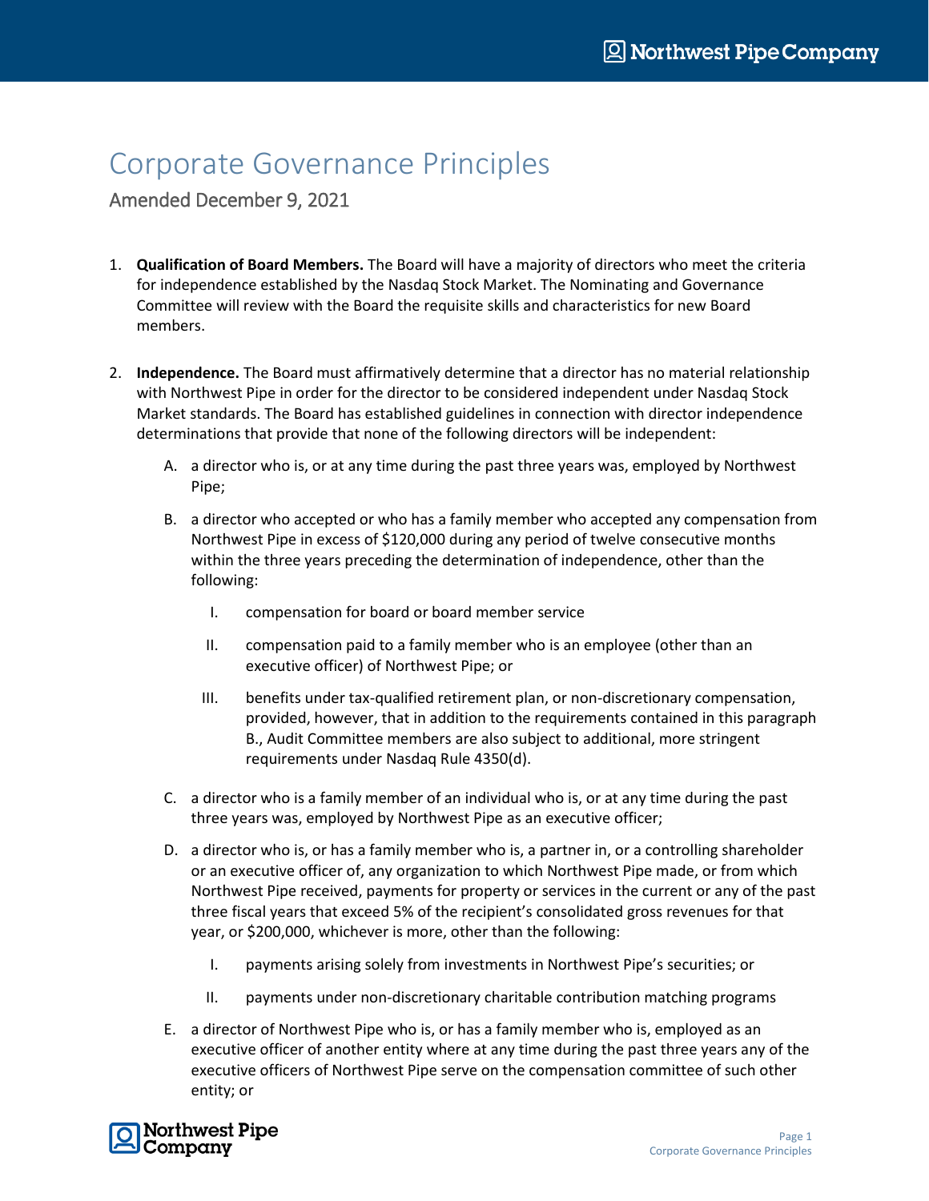# Corporate Governance Principles

## Amended December 9, 2021

1. **Qualification of Board Members.** The Board will have a majority of directors who meet the criteria for independence established by the Nasdaq Stock Market. The Nominating and Governance Committee will review with the Board the requisite skills and characteristics for new Board members.

2. **Independence.** The Board must affirmatively determine that a director has no material relationship with Northwest Pipe in order for the director to be considered independent under Nasdaq Stock Market standards. The Board has established guidelines in connection with director independence determinations that provide that none of the following directors will be independent:

   A. a director who is, or at any time during the past three years was, employed by Northwest Pipe;

   B. a director who accepted or who has a family member who accepted any compensation from Northwest Pipe in excess of $120,000 during any period of twelve consecutive months within the three years preceding the determination of independence, other than the following:

      I. compensation for board or board member service

      II. compensation paid to a family member who is an employee (other than an executive officer) of Northwest Pipe; or

      III. benefits under tax-qualified retirement plan, or non-discretionary compensation, provided, however, that in addition to the requirements contained in this paragraph B., Audit Committee members are also subject to additional, more stringent requirements under Nasdaq Rule 4350(d).

   C. a director who is a family member of an individual who is, or at any time during the past three years was, employed by Northwest Pipe as an executive officer;

   D. a director who is, or has a family member who is, a partner in, or a controlling shareholder or an executive officer of, any organization to which Northwest Pipe made, or from which Northwest Pipe received, payments for property or services in the current or any of the past three fiscal years that exceed 5% of the recipient's consolidated gross revenues for that year, or $200,000, whichever is more, other than the following:

      I. payments arising solely from investments in Northwest Pipe's securities; or

      II. payments under non-discretionary charitable contribution matching programs

   E. a director of Northwest Pipe who is, or has a family member who is, employed as an executive officer of another entity where at any time during the past three years any of the executive officers of Northwest Pipe serve on the compensation committee of such other entity; or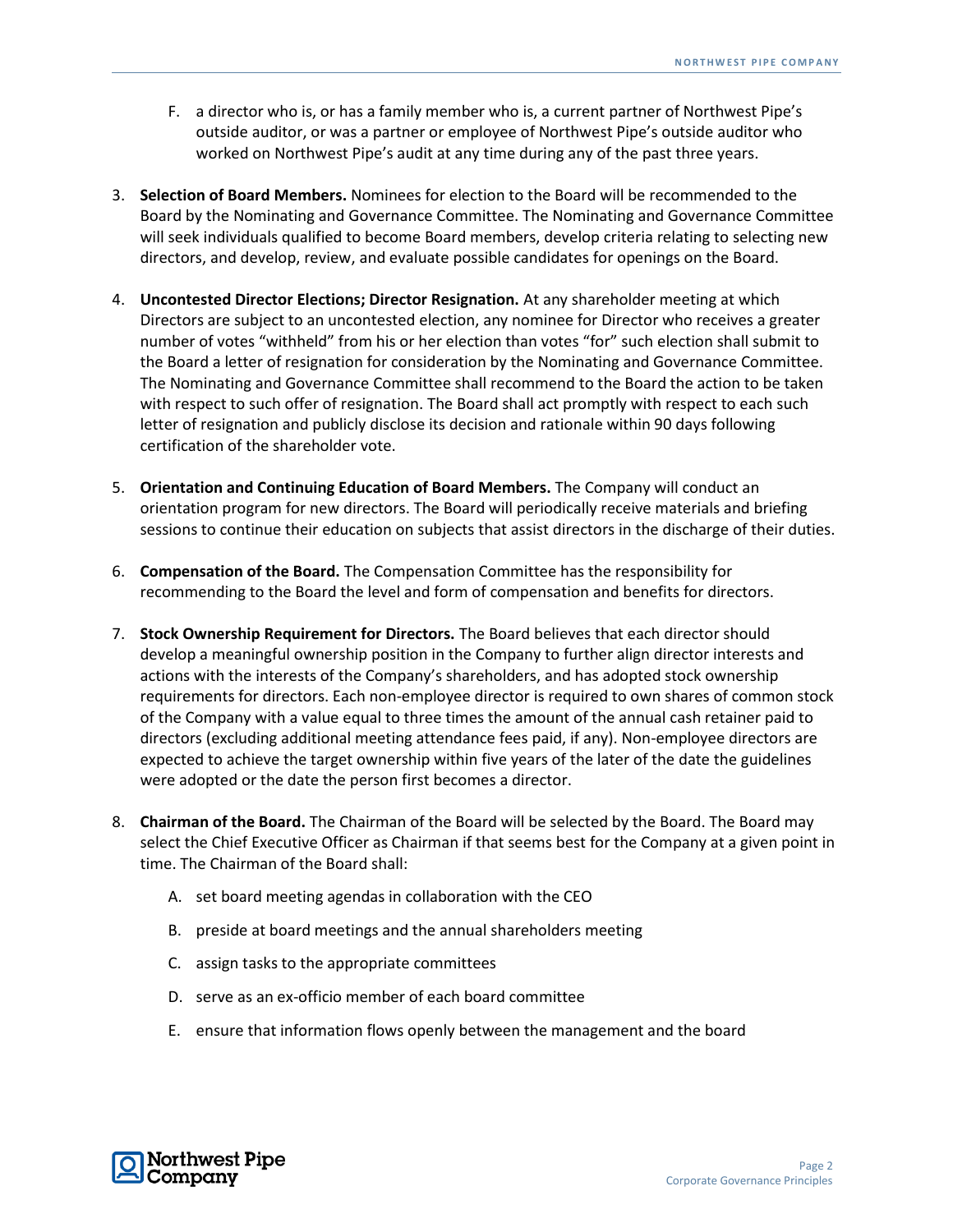F. a director who is, or has a family member who is, a current partner of Northwest Pipe's outside auditor, or was a partner or employee of Northwest Pipe's outside auditor who worked on Northwest Pipe's audit at any time during any of the past three years.

3. **Selection of Board Members.** Nominees for election to the Board will be recommended to the Board by the Nominating and Governance Committee. The Nominating and Governance Committee will seek individuals qualified to become Board members, develop criteria relating to selecting new directors, and develop, review, and evaluate possible candidates for openings on the Board.

4. **Uncontested Director Elections; Director Resignation.** At any shareholder meeting at which Directors are subject to an uncontested election, any nominee for Director who receives a greater number of votes "withheld" from his or her election than votes "for" such election shall submit to the Board a letter of resignation for consideration by the Nominating and Governance Committee. The Nominating and Governance Committee shall recommend to the Board the action to be taken with respect to such offer of resignation. The Board shall act promptly with respect to each such letter of resignation and publicly disclose its decision and rationale within 90 days following certification of the shareholder vote.

5. **Orientation and Continuing Education of Board Members.** The Company will conduct an orientation program for new directors. The Board will periodically receive materials and briefing sessions to continue their education on subjects that assist directors in the discharge of their duties.

6. **Compensation of the Board.** The Compensation Committee has the responsibility for recommending to the Board the level and form of compensation and benefits for directors.

7. **Stock Ownership Requirement for Directors.** The Board believes that each director should develop a meaningful ownership position in the Company to further align director interests and actions with the interests of the Company's shareholders, and has adopted stock ownership requirements for directors. Each non-employee director is required to own shares of common stock of the Company with a value equal to three times the amount of the annual cash retainer paid to directors (excluding additional meeting attendance fees paid, if any). Non-employee directors are expected to achieve the target ownership within five years of the later of the date the guidelines were adopted or the date the person first becomes a director.

8. **Chairman of the Board.** The Chairman of the Board will be selected by the Board. The Board may select the Chief Executive Officer as Chairman if that seems best for the Company at a given point in time. The Chairman of the Board shall:

   A. set board meeting agendas in collaboration with the CEO

   B. preside at board meetings and the annual shareholders meeting

   C. assign tasks to the appropriate committees

   D. serve as an ex-officio member of each board committee

   E. ensure that information flows openly between the management and the board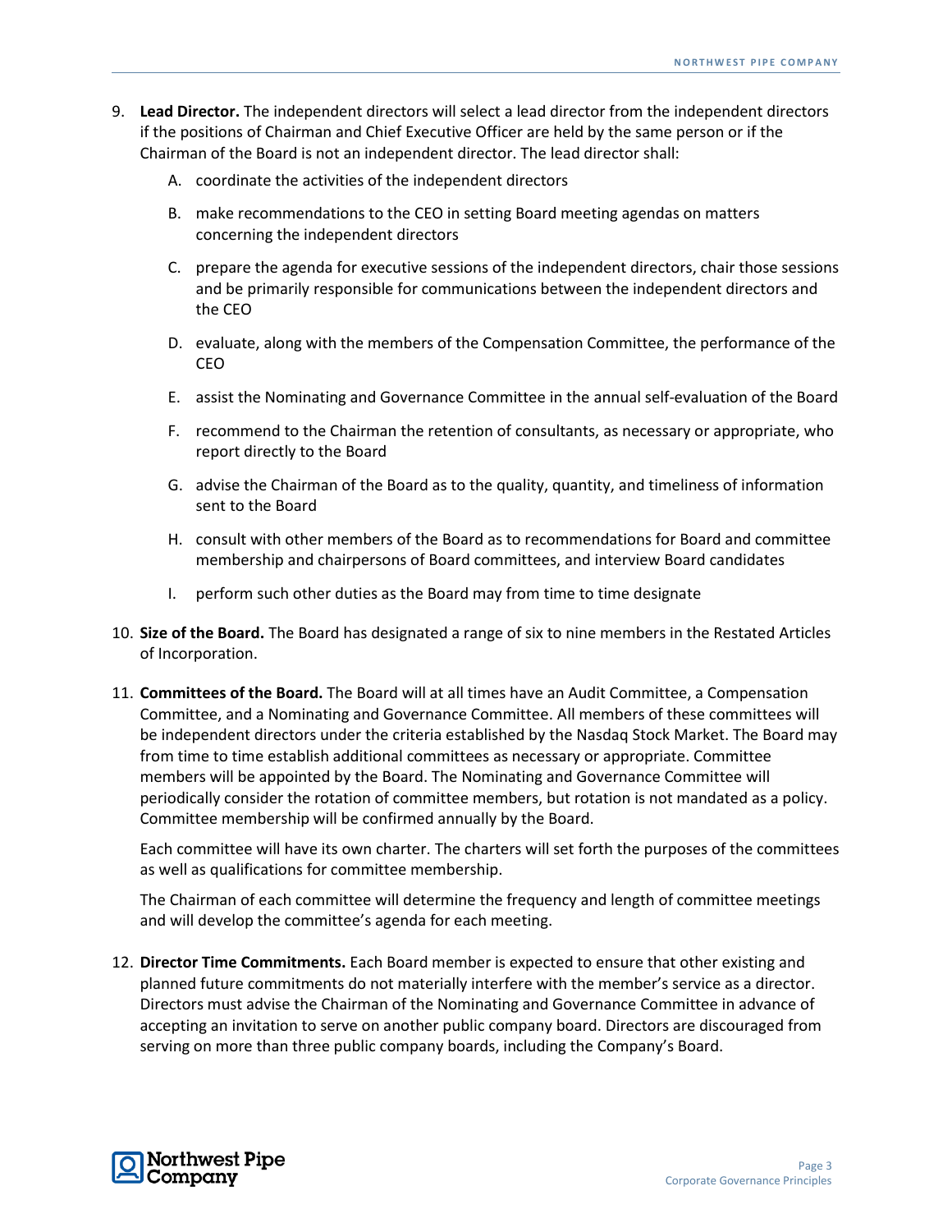9. **Lead Director.** The independent directors will select a lead director from the independent directors if the positions of Chairman and Chief Executive Officer are held by the same person or if the Chairman of the Board is not an independent director. The lead director shall:

   A. coordinate the activities of the independent directors

   B. make recommendations to the CEO in setting Board meeting agendas on matters concerning the independent directors

   C. prepare the agenda for executive sessions of the independent directors, chair those sessions and be primarily responsible for communications between the independent directors and the CEO

   D. evaluate, along with the members of the Compensation Committee, the performance of the CEO

   E. assist the Nominating and Governance Committee in the annual self-evaluation of the Board

   F. recommend to the Chairman the retention of consultants, as necessary or appropriate, who report directly to the Board

   G. advise the Chairman of the Board as to the quality, quantity, and timeliness of information sent to the Board

   H. consult with other members of the Board as to recommendations for Board and committee membership and chairpersons of Board committees, and interview Board candidates

   I. perform such other duties as the Board may from time to time designate

10. **Size of the Board.** The Board has designated a range of six to nine members in the Restated Articles of Incorporation.

11. **Committees of the Board.** The Board will at all times have an Audit Committee, a Compensation Committee, and a Nominating and Governance Committee. All members of these committees will be independent directors under the criteria established by the Nasdaq Stock Market. The Board may from time to time establish additional committees as necessary or appropriate. Committee members will be appointed by the Board. The Nominating and Governance Committee will periodically consider the rotation of committee members, but rotation is not mandated as a policy. Committee membership will be confirmed annually by the Board.

    Each committee will have its own charter. The charters will set forth the purposes of the committees as well as qualifications for committee membership.

    The Chairman of each committee will determine the frequency and length of committee meetings and will develop the committee's agenda for each meeting.

12. **Director Time Commitments.** Each Board member is expected to ensure that other existing and planned future commitments do not materially interfere with the member's service as a director. Directors must advise the Chairman of the Nominating and Governance Committee in advance of accepting an invitation to serve on another public company board. Directors are discouraged from serving on more than three public company boards, including the Company's Board.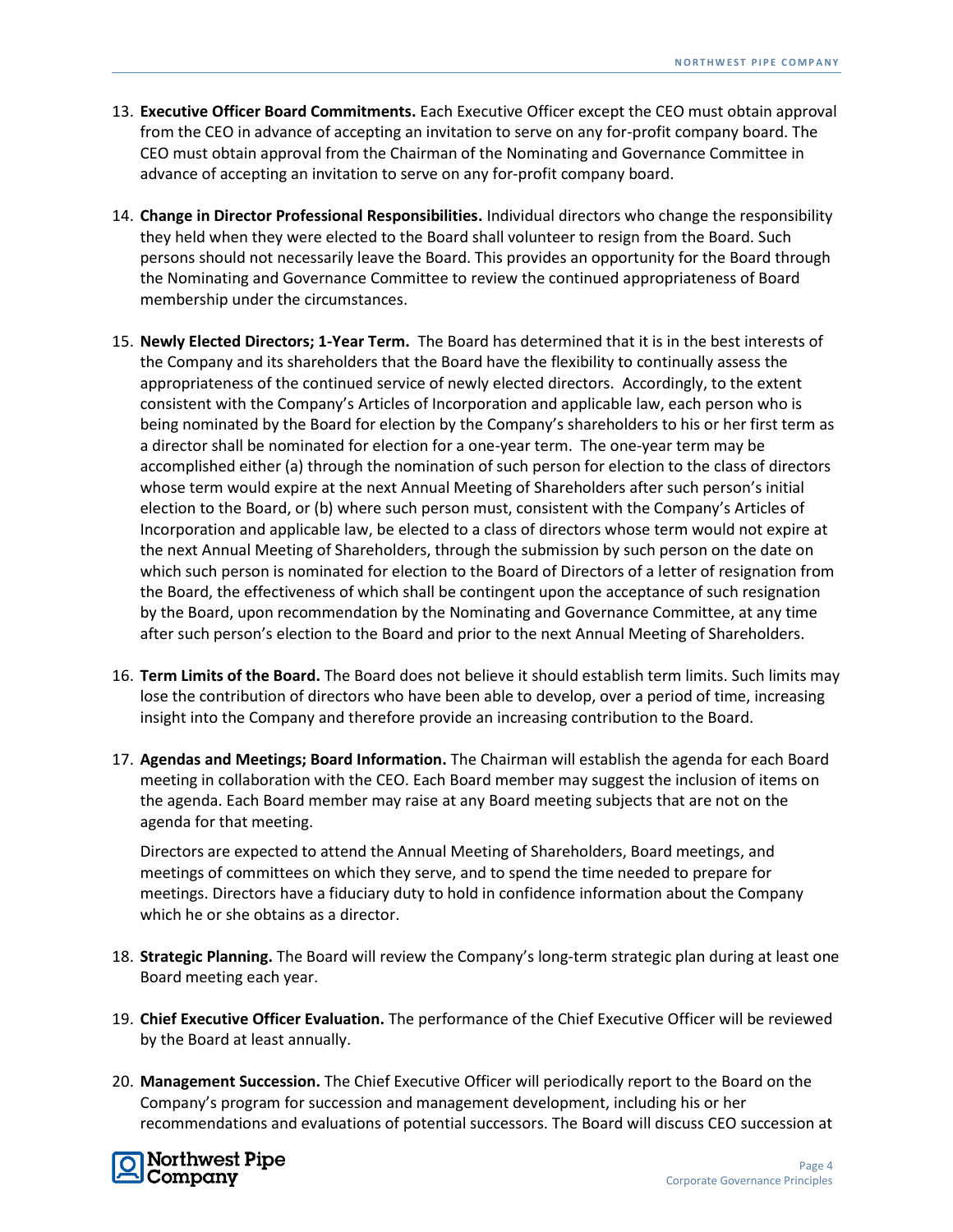13. **Executive Officer Board Commitments.** Each Executive Officer except the CEO must obtain approval from the CEO in advance of accepting an invitation to serve on any for-profit company board. The CEO must obtain approval from the Chairman of the Nominating and Governance Committee in advance of accepting an invitation to serve on any for-profit company board.

14. **Change in Director Professional Responsibilities.** Individual directors who change the responsibility they held when they were elected to the Board shall volunteer to resign from the Board. Such persons should not necessarily leave the Board. This provides an opportunity for the Board through the Nominating and Governance Committee to review the continued appropriateness of Board membership under the circumstances.

15. **Newly Elected Directors; 1-Year Term.** The Board has determined that it is in the best interests of the Company and its shareholders that the Board have the flexibility to continually assess the appropriateness of the continued service of newly elected directors. Accordingly, to the extent consistent with the Company's Articles of Incorporation and applicable law, each person who is being nominated by the Board for election by the Company's shareholders to his or her first term as a director shall be nominated for election for a one-year term. The one-year term may be accomplished either (a) through the nomination of such person for election to the class of directors whose term would expire at the next Annual Meeting of Shareholders after such person's initial election to the Board, or (b) where such person must, consistent with the Company's Articles of Incorporation and applicable law, be elected to a class of directors whose term would not expire at the next Annual Meeting of Shareholders, through the submission by such person on the date on which such person is nominated for election to the Board of Directors of a letter of resignation from the Board, the effectiveness of which shall be contingent upon the acceptance of such resignation by the Board, upon recommendation by the Nominating and Governance Committee, at any time after such person's election to the Board and prior to the next Annual Meeting of Shareholders.

16. **Term Limits of the Board.** The Board does not believe it should establish term limits. Such limits may lose the contribution of directors who have been able to develop, over a period of time, increasing insight into the Company and therefore provide an increasing contribution to the Board.

17. **Agendas and Meetings; Board Information.** The Chairman will establish the agenda for each Board meeting in collaboration with the CEO. Each Board member may suggest the inclusion of items on the agenda. Each Board member may raise at any Board meeting subjects that are not on the agenda for that meeting.

    Directors are expected to attend the Annual Meeting of Shareholders, Board meetings, and meetings of committees on which they serve, and to spend the time needed to prepare for meetings. Directors have a fiduciary duty to hold in confidence information about the Company which he or she obtains as a director.

18. **Strategic Planning.** The Board will review the Company's long-term strategic plan during at least one Board meeting each year.

19. **Chief Executive Officer Evaluation.** The performance of the Chief Executive Officer will be reviewed by the Board at least annually.

20. **Management Succession.** The Chief Executive Officer will periodically report to the Board on the Company's program for succession and management development, including his or her recommendations and evaluations of potential successors. The Board will discuss CEO succession at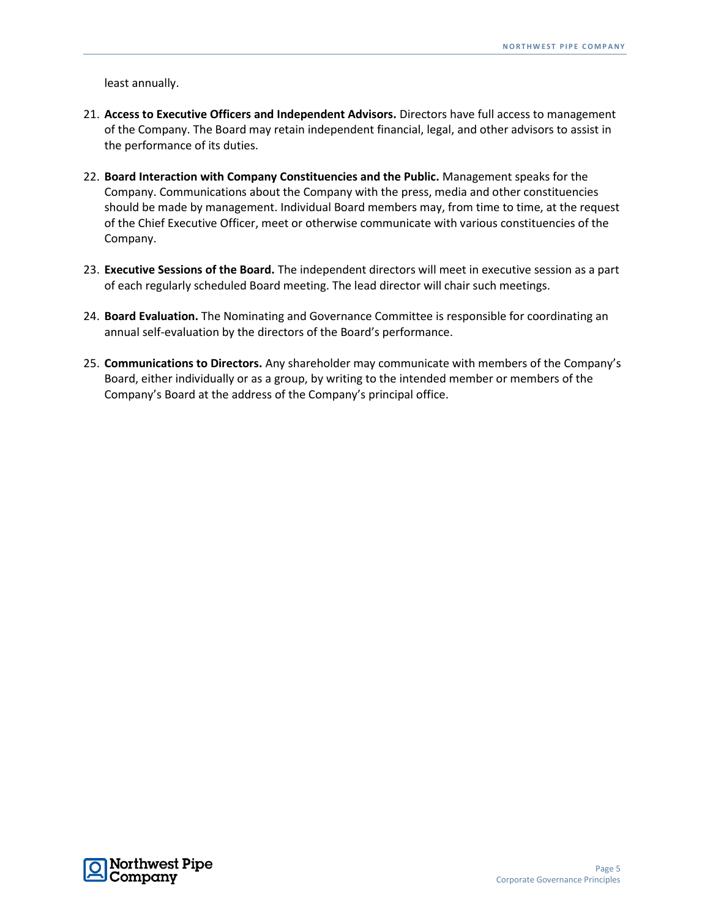least annually.

21. **Access to Executive Officers and Independent Advisors.** Directors have full access to management of the Company. The Board may retain independent financial, legal, and other advisors to assist in the performance of its duties.

22. **Board Interaction with Company Constituencies and the Public.** Management speaks for the Company. Communications about the Company with the press, media and other constituencies should be made by management. Individual Board members may, from time to time, at the request of the Chief Executive Officer, meet or otherwise communicate with various constituencies of the Company.

23. **Executive Sessions of the Board.** The independent directors will meet in executive session as a part of each regularly scheduled Board meeting. The lead director will chair such meetings.

24. **Board Evaluation.** The Nominating and Governance Committee is responsible for coordinating an annual self-evaluation by the directors of the Board's performance.

25. **Communications to Directors.** Any shareholder may communicate with members of the Company's Board, either individually or as a group, by writing to the intended member or members of the Company's Board at the address of the Company's principal office.